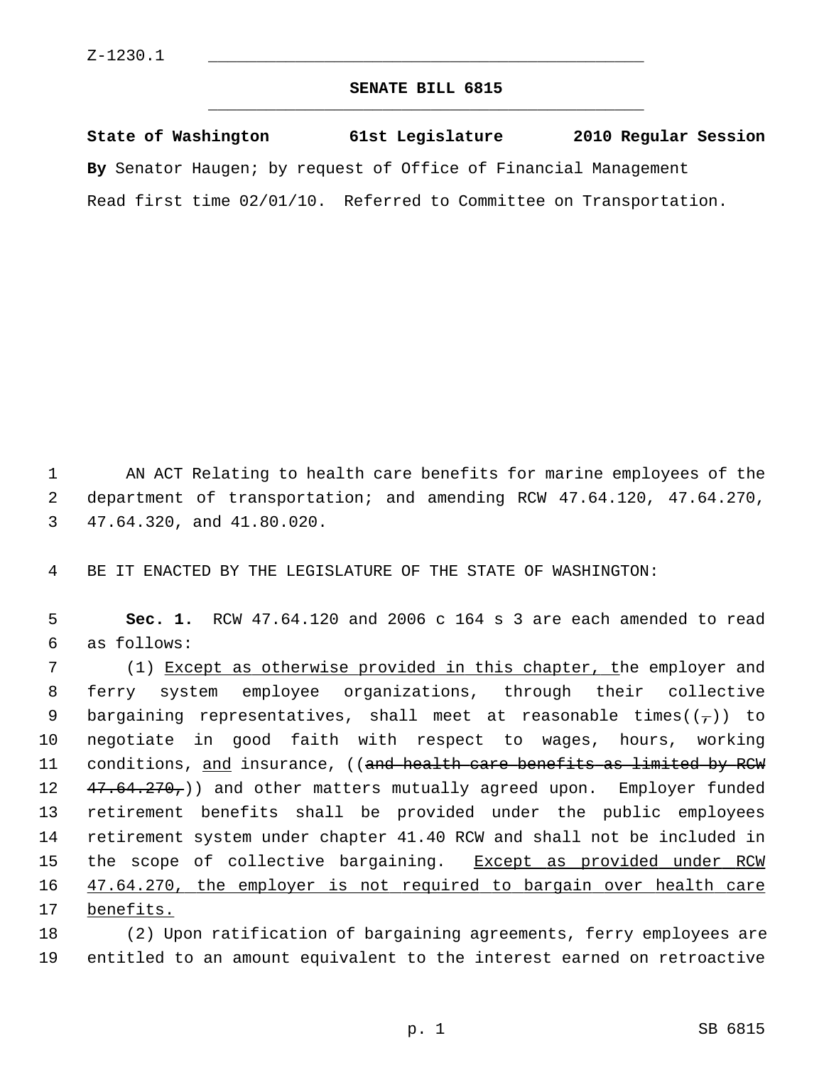Z-1230.1

# SENATE BILL 6815

**State of Washington 61st Legislature 2010 Regular Session**

**By** Senator Haugen; by request of Office of Financial Management

Read first time 02/01/10. Referred to Committee on Transportation.

AN ACT Relating to health care benefits for marine employees of the department of transportation; and amending RCW 47.64.120, 47.64.270, 47.64.320, and 41.80.020.

BE IT ENACTED BY THE LEGISLATURE OF THE STATE OF WASHINGTON:

**Sec. 1.** RCW 47.64.120 and 2006 c 164 s 3 are each amended to read as follows:

(1) <u>Except as otherwise provided in this chapter, t</u>he employer and ferry system employee organizations, through their collective bargaining representatives, shall meet at reasonable times((~~,~~)) to negotiate in good faith with respect to wages, hours, working conditions, <u>and</u> insurance, ((~~and health care benefits as limited by RCW 47.64.270,~~)) and other matters mutually agreed upon. Employer funded retirement benefits shall be provided under the public employees retirement system under chapter 41.40 RCW and shall not be included in the scope of collective bargaining. <u>Except as provided under RCW 47.64.270, the employer is not required to bargain over health care benefits.</u>

(2) Upon ratification of bargaining agreements, ferry employees are entitled to an amount equivalent to the interest earned on retroactive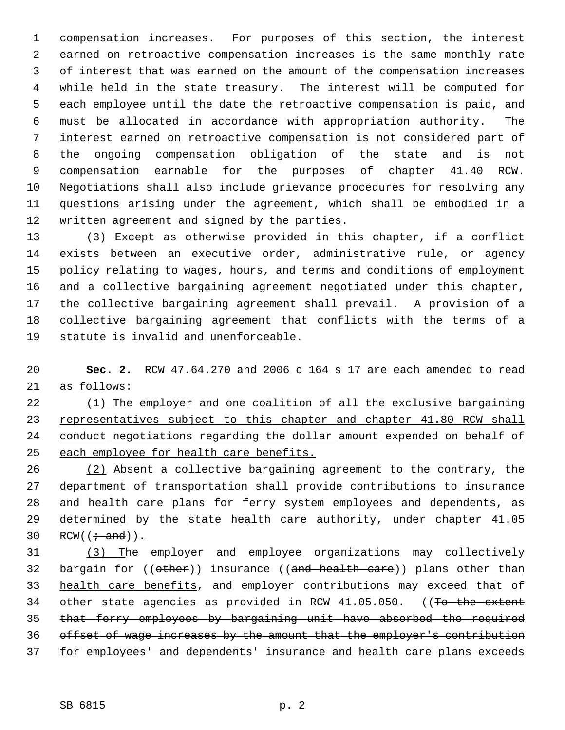compensation increases. For purposes of this section, the interest earned on retroactive compensation increases is the same monthly rate of interest that was earned on the amount of the compensation increases while held in the state treasury. The interest will be computed for each employee until the date the retroactive compensation is paid, and must be allocated in accordance with appropriation authority. The interest earned on retroactive compensation is not considered part of the ongoing compensation obligation of the state and is not compensation earnable for the purposes of chapter 41.40 RCW. Negotiations shall also include grievance procedures for resolving any questions arising under the agreement, which shall be embodied in a written agreement and signed by the parties.

(3) Except as otherwise provided in this chapter, if a conflict exists between an executive order, administrative rule, or agency policy relating to wages, hours, and terms and conditions of employment and a collective bargaining agreement negotiated under this chapter, the collective bargaining agreement shall prevail. A provision of a collective bargaining agreement that conflicts with the terms of a statute is invalid and unenforceable.

**Sec. 2.** RCW 47.64.270 and 2006 c 164 s 17 are each amended to read as follows:

<u>(1) The employer and one coalition of all the exclusive bargaining representatives subject to this chapter and chapter 41.80 RCW shall conduct negotiations regarding the dollar amount expended on behalf of each employee for health care benefits.</u>

<u>(2)</u> Absent a collective bargaining agreement to the contrary, the department of transportation shall provide contributions to insurance and health care plans for ferry system employees and dependents, as determined by the state health care authority, under chapter 41.05 RCW((~~; and~~))<u>.</u>

<u>(3) T</u>he employer and employee organizations may collectively bargain for ((~~other~~)) insurance ((~~and health care~~)) plans <u>other than health care benefits</u>, and employer contributions may exceed that of other state agencies as provided in RCW 41.05.050. ((~~To the extent that ferry employees by bargaining unit have absorbed the required offset of wage increases by the amount that the employer's contribution for employees' and dependents' insurance and health care plans exceeds~~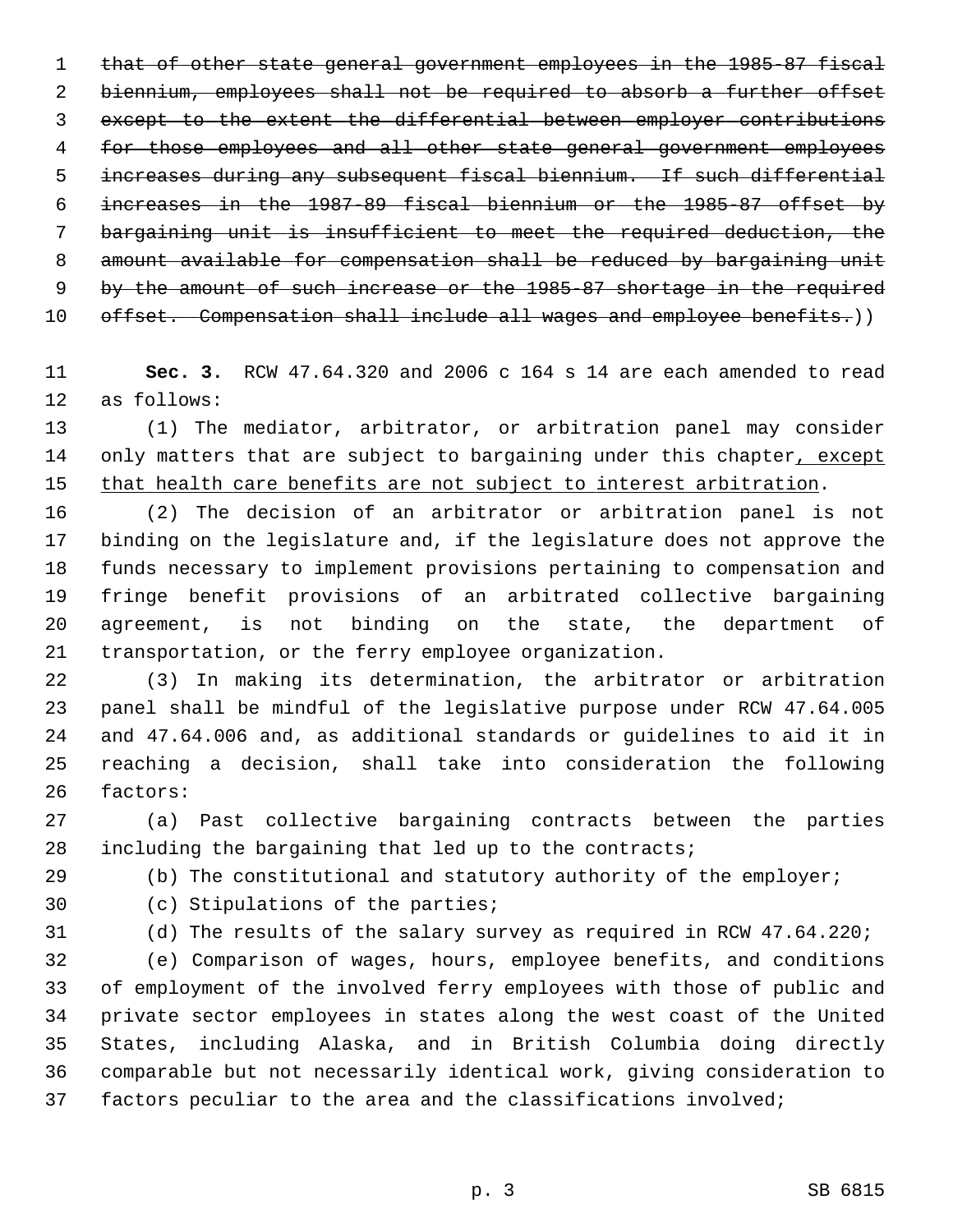~~that of other state general government employees in the 1985-87 fiscal biennium, employees shall not be required to absorb a further offset except to the extent the differential between employer contributions for those employees and all other state general government employees increases during any subsequent fiscal biennium. If such differential increases in the 1987-89 fiscal biennium or the 1985-87 offset by bargaining unit is insufficient to meet the required deduction, the amount available for compensation shall be reduced by bargaining unit by the amount of such increase or the 1985-87 shortage in the required offset. Compensation shall include all wages and employee benefits.~~))

**Sec. 3.** RCW 47.64.320 and 2006 c 164 s 14 are each amended to read as follows:

(1) The mediator, arbitrator, or arbitration panel may consider only matters that are subject to bargaining under this chapter<u>, except that health care benefits are not subject to interest arbitration</u>.

(2) The decision of an arbitrator or arbitration panel is not binding on the legislature and, if the legislature does not approve the funds necessary to implement provisions pertaining to compensation and fringe benefit provisions of an arbitrated collective bargaining agreement, is not binding on the state, the department of transportation, or the ferry employee organization.

(3) In making its determination, the arbitrator or arbitration panel shall be mindful of the legislative purpose under RCW 47.64.005 and 47.64.006 and, as additional standards or guidelines to aid it in reaching a decision, shall take into consideration the following factors:

(a) Past collective bargaining contracts between the parties including the bargaining that led up to the contracts;

(b) The constitutional and statutory authority of the employer;

(c) Stipulations of the parties;

(d) The results of the salary survey as required in RCW 47.64.220;

(e) Comparison of wages, hours, employee benefits, and conditions of employment of the involved ferry employees with those of public and private sector employees in states along the west coast of the United States, including Alaska, and in British Columbia doing directly comparable but not necessarily identical work, giving consideration to factors peculiar to the area and the classifications involved;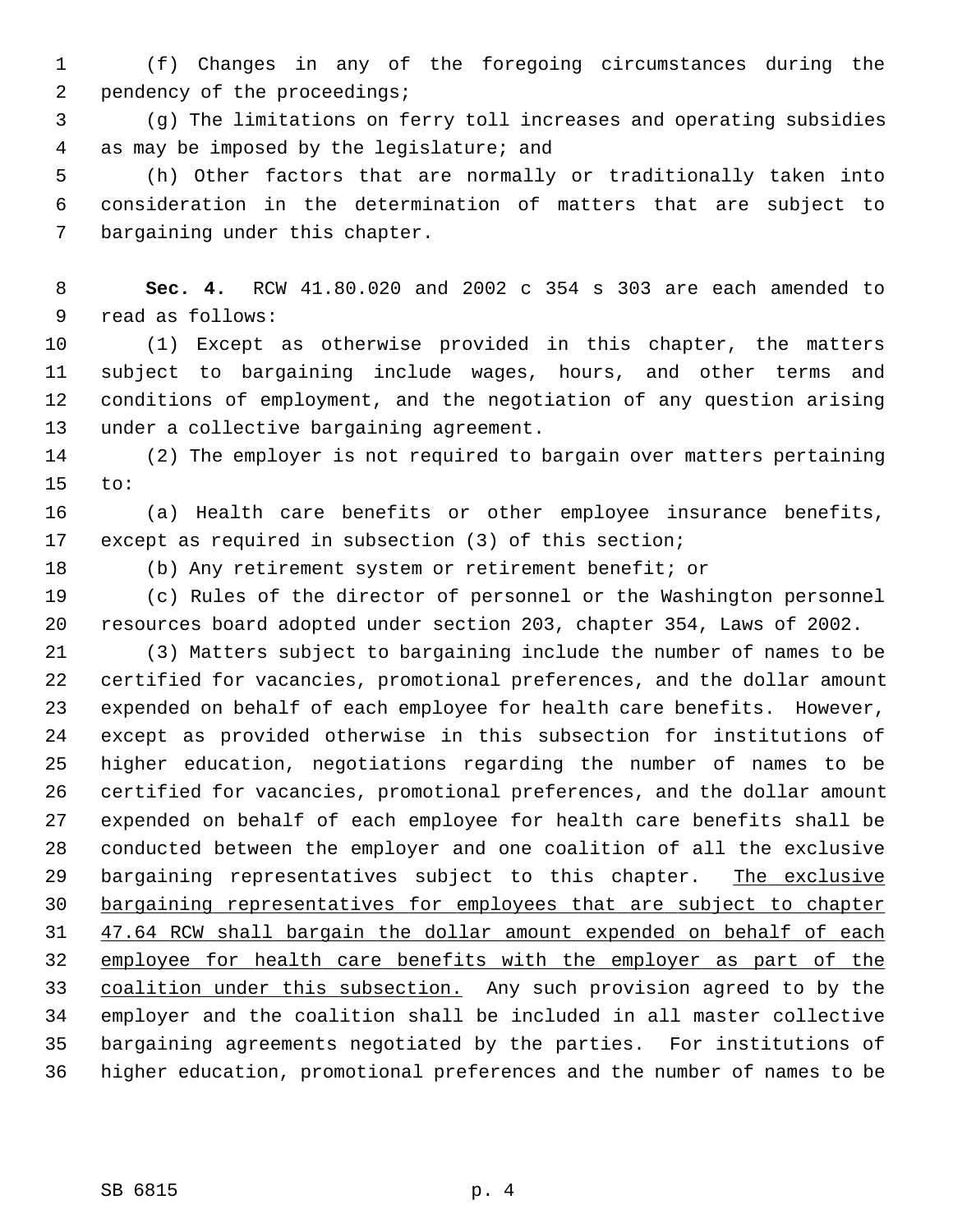(f) Changes in any of the foregoing circumstances during the pendency of the proceedings;

(g) The limitations on ferry toll increases and operating subsidies as may be imposed by the legislature; and

(h) Other factors that are normally or traditionally taken into consideration in the determination of matters that are subject to bargaining under this chapter.

**Sec. 4.** RCW 41.80.020 and 2002 c 354 s 303 are each amended to read as follows:

(1) Except as otherwise provided in this chapter, the matters subject to bargaining include wages, hours, and other terms and conditions of employment, and the negotiation of any question arising under a collective bargaining agreement.

(2) The employer is not required to bargain over matters pertaining to:

(a) Health care benefits or other employee insurance benefits, except as required in subsection (3) of this section;

(b) Any retirement system or retirement benefit; or

(c) Rules of the director of personnel or the Washington personnel resources board adopted under section 203, chapter 354, Laws of 2002.

(3) Matters subject to bargaining include the number of names to be certified for vacancies, promotional preferences, and the dollar amount expended on behalf of each employee for health care benefits. However, except as provided otherwise in this subsection for institutions of higher education, negotiations regarding the number of names to be certified for vacancies, promotional preferences, and the dollar amount expended on behalf of each employee for health care benefits shall be conducted between the employer and one coalition of all the exclusive bargaining representatives subject to this chapter. <u>The exclusive bargaining representatives for employees that are subject to chapter 47.64 RCW shall bargain the dollar amount expended on behalf of each employee for health care benefits with the employer as part of the coalition under this subsection.</u> Any such provision agreed to by the employer and the coalition shall be included in all master collective bargaining agreements negotiated by the parties. For institutions of higher education, promotional preferences and the number of names to be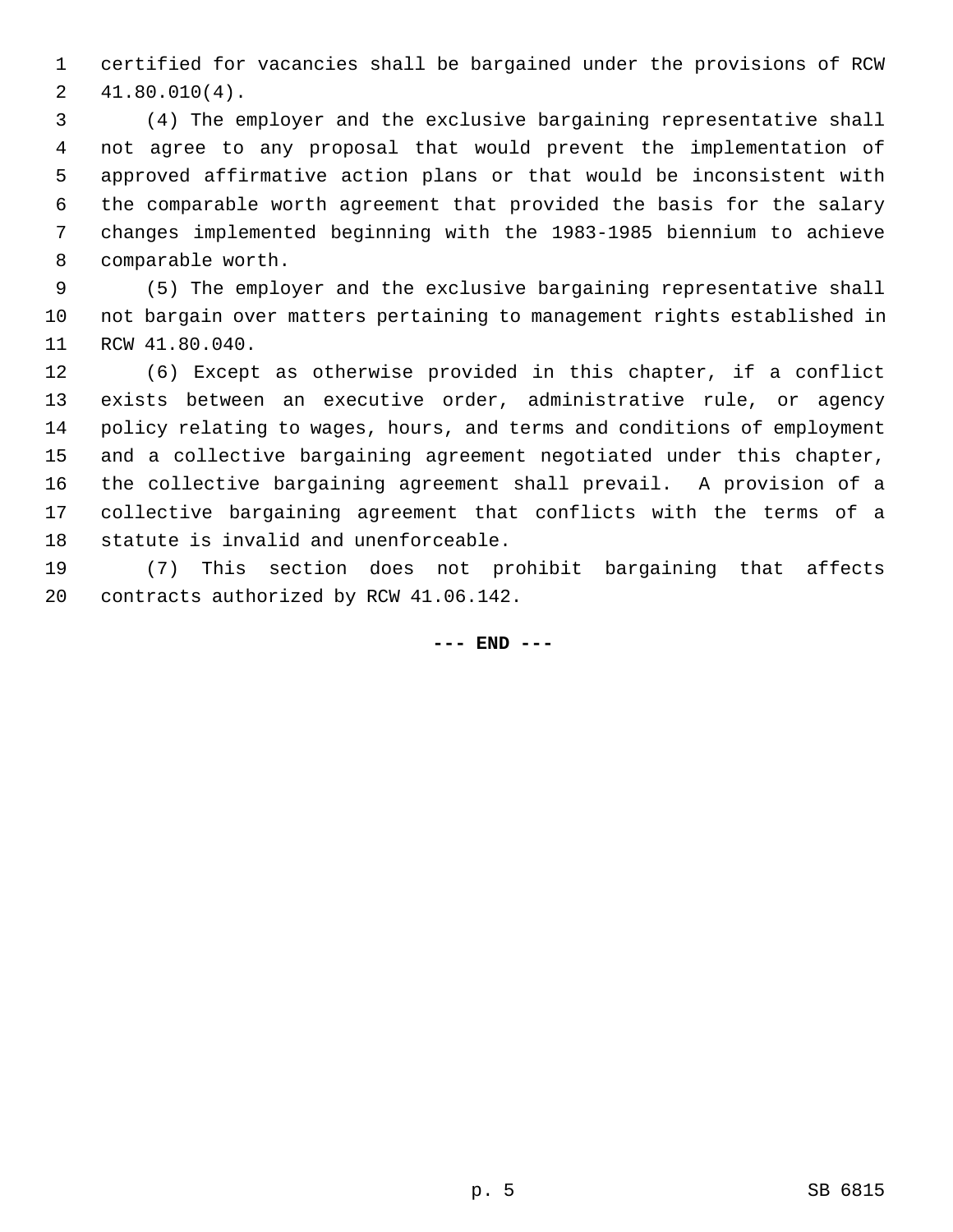certified for vacancies shall be bargained under the provisions of RCW 41.80.010(4).

(4) The employer and the exclusive bargaining representative shall not agree to any proposal that would prevent the implementation of approved affirmative action plans or that would be inconsistent with the comparable worth agreement that provided the basis for the salary changes implemented beginning with the 1983-1985 biennium to achieve comparable worth.

(5) The employer and the exclusive bargaining representative shall not bargain over matters pertaining to management rights established in RCW 41.80.040.

(6) Except as otherwise provided in this chapter, if a conflict exists between an executive order, administrative rule, or agency policy relating to wages, hours, and terms and conditions of employment and a collective bargaining agreement negotiated under this chapter, the collective bargaining agreement shall prevail. A provision of a collective bargaining agreement that conflicts with the terms of a statute is invalid and unenforceable.

(7) This section does not prohibit bargaining that affects contracts authorized by RCW 41.06.142.

**--- END ---**